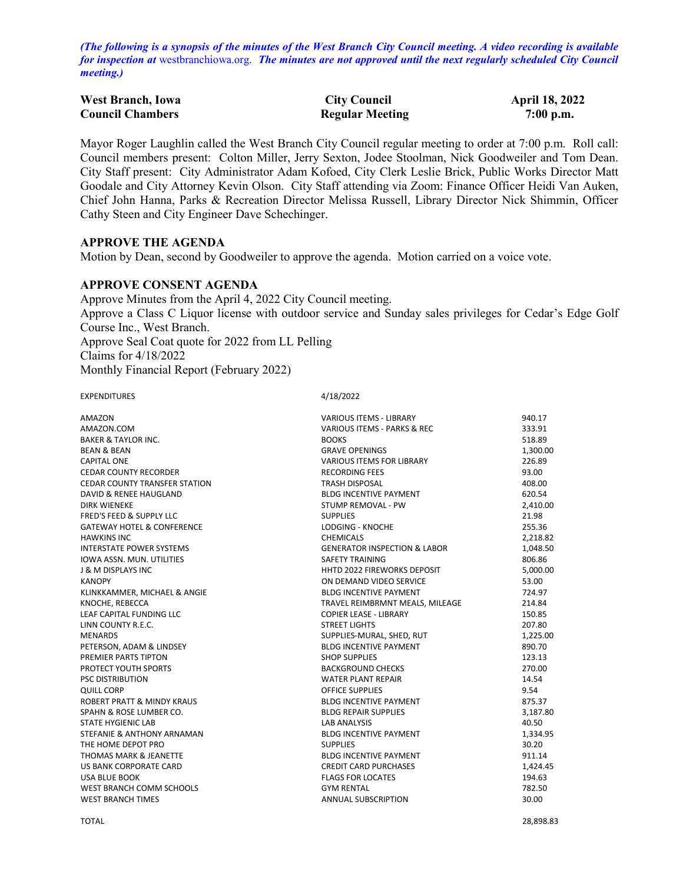*(The following is a synopsis of the minutes of the West Branch City Council meeting. A video recording is available for inspection at* westbranchiowa.org*. The minutes are not approved until the next regularly scheduled City Council meeting.)*

| **West Branch, Iowa** | **City Council** | **April 18, 2022** |
|---|---|---|
| **Council Chambers** | **Regular Meeting** | **7:00 p.m.** |

Mayor Roger Laughlin called the West Branch City Council regular meeting to order at 7:00 p.m. Roll call: Council members present: Colton Miller, Jerry Sexton, Jodee Stoolman, Nick Goodweiler and Tom Dean. City Staff present: City Administrator Adam Kofoed, City Clerk Leslie Brick, Public Works Director Matt Goodale and City Attorney Kevin Olson. City Staff attending via Zoom: Finance Officer Heidi Van Auken, Chief John Hanna, Parks & Recreation Director Melissa Russell, Library Director Nick Shimmin, Officer Cathy Steen and City Engineer Dave Schechinger.

### APPROVE THE AGENDA

Motion by Dean, second by Goodweiler to approve the agenda. Motion carried on a voice vote.

### APPROVE CONSENT AGENDA

Approve Minutes from the April 4, 2022 City Council meeting.
Approve a Class C Liquor license with outdoor service and Sunday sales privileges for Cedar's Edge Golf Course Inc., West Branch.
Approve Seal Coat quote for 2022 from LL Pelling
Claims for 4/18/2022
Monthly Financial Report (February 2022)

| EXPENDITURES | 4/18/2022 | |
|---|---|---|
| AMAZON | VARIOUS ITEMS - LIBRARY | 940.17 |
| AMAZON.COM | VARIOUS ITEMS - PARKS & REC | 333.91 |
| BAKER & TAYLOR INC. | BOOKS | 518.89 |
| BEAN & BEAN | GRAVE OPENINGS | 1,300.00 |
| CAPITAL ONE | VARIOUS ITEMS FOR LIBRARY | 226.89 |
| CEDAR COUNTY RECORDER | RECORDING FEES | 93.00 |
| CEDAR COUNTY TRANSFER STATION | TRASH DISPOSAL | 408.00 |
| DAVID & RENEE HAUGLAND | BLDG INCENTIVE PAYMENT | 620.54 |
| DIRK WIENEKE | STUMP REMOVAL - PW | 2,410.00 |
| FRED'S FEED & SUPPLY LLC | SUPPLIES | 21.98 |
| GATEWAY HOTEL & CONFERENCE | LODGING - KNOCHE | 255.36 |
| HAWKINS INC | CHEMICALS | 2,218.82 |
| INTERSTATE POWER SYSTEMS | GENERATOR INSPECTION & LABOR | 1,048.50 |
| IOWA ASSN. MUN. UTILITIES | SAFETY TRAINING | 806.86 |
| J & M DISPLAYS INC | HHTD 2022 FIREWORKS DEPOSIT | 5,000.00 |
| KANOPY | ON DEMAND VIDEO SERVICE | 53.00 |
| KLINKKAMMER, MICHAEL & ANGIE | BLDG INCENTIVE PAYMENT | 724.97 |
| KNOCHE, REBECCA | TRAVEL REIMBRMNT MEALS, MILEAGE | 214.84 |
| LEAF CAPITAL FUNDING LLC | COPIER LEASE - LIBRARY | 150.85 |
| LINN COUNTY R.E.C. | STREET LIGHTS | 207.80 |
| MENARDS | SUPPLIES-MURAL, SHED, RUT | 1,225.00 |
| PETERSON, ADAM & LINDSEY | BLDG INCENTIVE PAYMENT | 890.70 |
| PREMIER PARTS TIPTON | SHOP SUPPLIES | 123.13 |
| PROTECT YOUTH SPORTS | BACKGROUND CHECKS | 270.00 |
| PSC DISTRIBUTION | WATER PLANT REPAIR | 14.54 |
| QUILL CORP | OFFICE SUPPLIES | 9.54 |
| ROBERT PRATT & MINDY KRAUS | BLDG INCENTIVE PAYMENT | 875.37 |
| SPAHN & ROSE LUMBER CO. | BLDG REPAIR SUPPLIES | 3,187.80 |
| STATE HYGIENIC LAB | LAB ANALYSIS | 40.50 |
| STEFANIE & ANTHONY ARNAMAN | BLDG INCENTIVE PAYMENT | 1,334.95 |
| THE HOME DEPOT PRO | SUPPLIES | 30.20 |
| THOMAS MARK & JEANETTE | BLDG INCENTIVE PAYMENT | 911.14 |
| US BANK CORPORATE CARD | CREDIT CARD PURCHASES | 1,424.45 |
| USA BLUE BOOK | FLAGS FOR LOCATES | 194.63 |
| WEST BRANCH COMM SCHOOLS | GYM RENTAL | 782.50 |
| WEST BRANCH TIMES | ANNUAL SUBSCRIPTION | 30.00 |
| TOTAL | | 28,898.83 |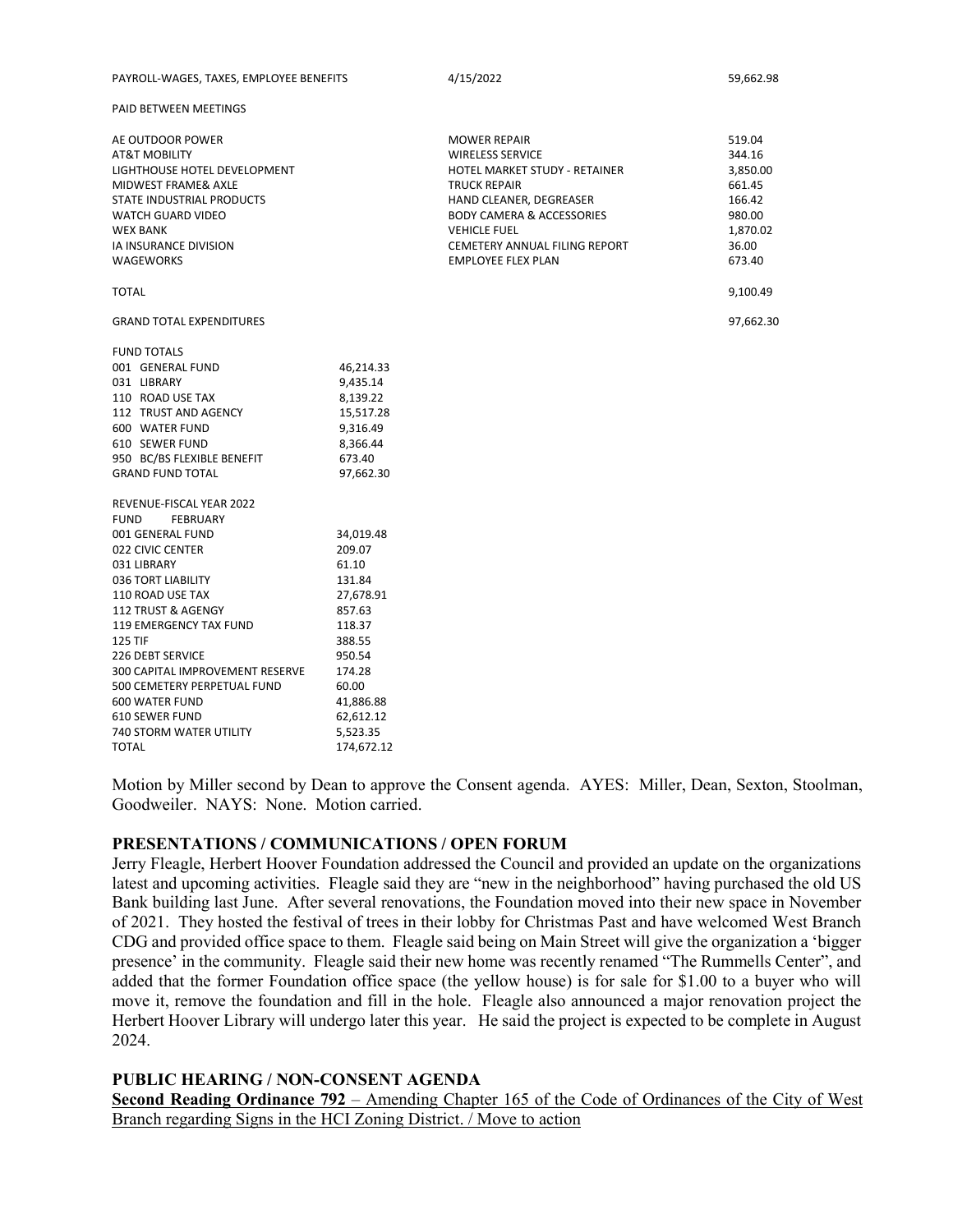| | | |
|---|---|---|
| PAYROLL-WAGES, TAXES, EMPLOYEE BENEFITS | 4/15/2022 | 59,662.98 |

PAID BETWEEN MEETINGS

| | | |
|---|---|---|
| AE OUTDOOR POWER | MOWER REPAIR | 519.04 |
| AT&T MOBILITY | WIRELESS SERVICE | 344.16 |
| LIGHTHOUSE HOTEL DEVELOPMENT | HOTEL MARKET STUDY - RETAINER | 3,850.00 |
| MIDWEST FRAME& AXLE | TRUCK REPAIR | 661.45 |
| STATE INDUSTRIAL PRODUCTS | HAND CLEANER, DEGREASER | 166.42 |
| WATCH GUARD VIDEO | BODY CAMERA & ACCESSORIES | 980.00 |
| WEX BANK | VEHICLE FUEL | 1,870.02 |
| IA INSURANCE DIVISION | CEMETERY ANNUAL FILING REPORT | 36.00 |
| WAGEWORKS | EMPLOYEE FLEX PLAN | 673.40 |
| TOTAL | | 9,100.49 |
| GRAND TOTAL EXPENDITURES | | 97,662.30 |

| FUND TOTALS | |
|---|---|
| 001 GENERAL FUND | 46,214.33 |
| 031 LIBRARY | 9,435.14 |
| 110 ROAD USE TAX | 8,139.22 |
| 112 TRUST AND AGENCY | 15,517.28 |
| 600 WATER FUND | 9,316.49 |
| 610 SEWER FUND | 8,366.44 |
| 950 BC/BS FLEXIBLE BENEFIT | 673.40 |
| GRAND FUND TOTAL | 97,662.30 |

| REVENUE-FISCAL YEAR 2022 | |
|---|---|
| FUND FEBRUARY | |
| 001 GENERAL FUND | 34,019.48 |
| 022 CIVIC CENTER | 209.07 |
| 031 LIBRARY | 61.10 |
| 036 TORT LIABILITY | 131.84 |
| 110 ROAD USE TAX | 27,678.91 |
| 112 TRUST & AGENGY | 857.63 |
| 119 EMERGENCY TAX FUND | 118.37 |
| 125 TIF | 388.55 |
| 226 DEBT SERVICE | 950.54 |
| 300 CAPITAL IMPROVEMENT RESERVE | 174.28 |
| 500 CEMETERY PERPETUAL FUND | 60.00 |
| 600 WATER FUND | 41,886.88 |
| 610 SEWER FUND | 62,612.12 |
| 740 STORM WATER UTILITY | 5,523.35 |
| TOTAL | 174,672.12 |

Motion by Miller second by Dean to approve the Consent agenda. AYES: Miller, Dean, Sexton, Stoolman, Goodweiler. NAYS: None. Motion carried.

**PRESENTATIONS / COMMUNICATIONS / OPEN FORUM**

Jerry Fleagle, Herbert Hoover Foundation addressed the Council and provided an update on the organizations latest and upcoming activities. Fleagle said they are "new in the neighborhood" having purchased the old US Bank building last June. After several renovations, the Foundation moved into their new space in November of 2021. They hosted the festival of trees in their lobby for Christmas Past and have welcomed West Branch CDG and provided office space to them. Fleagle said being on Main Street will give the organization a 'bigger presence' in the community. Fleagle said their new home was recently renamed "The Rummells Center", and added that the former Foundation office space (the yellow house) is for sale for $1.00 to a buyer who will move it, remove the foundation and fill in the hole. Fleagle also announced a major renovation project the Herbert Hoover Library will undergo later this year. He said the project is expected to be complete in August 2024.

**PUBLIC HEARING / NON-CONSENT AGENDA**

**Second Reading Ordinance 792** – Amending Chapter 165 of the Code of Ordinances of the City of West Branch regarding Signs in the HCI Zoning District. / Move to action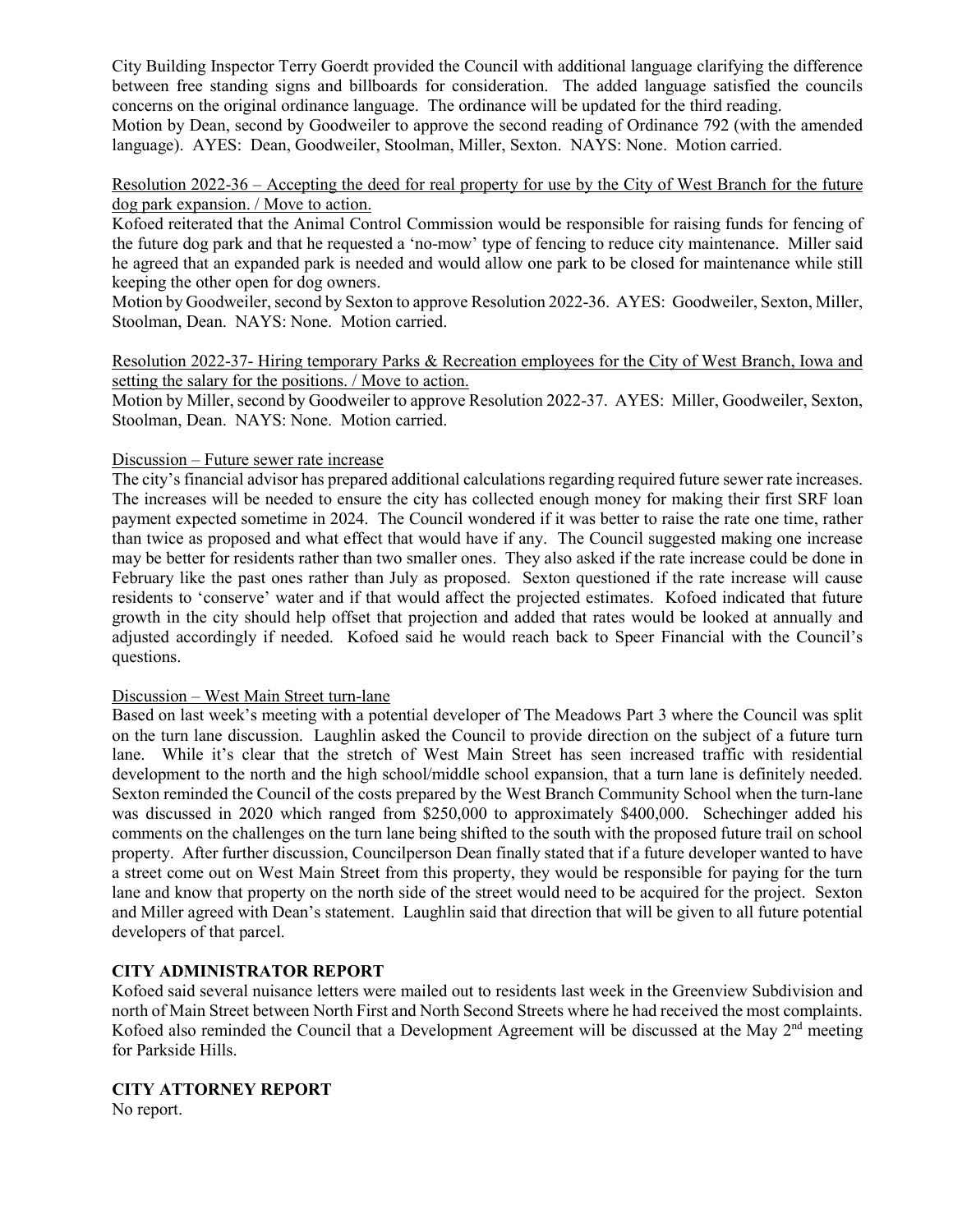City Building Inspector Terry Goerdt provided the Council with additional language clarifying the difference between free standing signs and billboards for consideration. The added language satisfied the councils concerns on the original ordinance language. The ordinance will be updated for the third reading.
Motion by Dean, second by Goodweiler to approve the second reading of Ordinance 792 (with the amended language). AYES: Dean, Goodweiler, Stoolman, Miller, Sexton. NAYS: None. Motion carried.

<u>Resolution 2022-36 – Accepting the deed for real property for use by the City of West Branch for the future dog park expansion. / Move to action.</u>
Kofoed reiterated that the Animal Control Commission would be responsible for raising funds for fencing of the future dog park and that he requested a 'no-mow' type of fencing to reduce city maintenance. Miller said he agreed that an expanded park is needed and would allow one park to be closed for maintenance while still keeping the other open for dog owners.
Motion by Goodweiler, second by Sexton to approve Resolution 2022-36. AYES: Goodweiler, Sexton, Miller, Stoolman, Dean. NAYS: None. Motion carried.

<u>Resolution 2022-37- Hiring temporary Parks & Recreation employees for the City of West Branch, Iowa and setting the salary for the positions. / Move to action.</u>
Motion by Miller, second by Goodweiler to approve Resolution 2022-37. AYES: Miller, Goodweiler, Sexton, Stoolman, Dean. NAYS: None. Motion carried.

<u>Discussion – Future sewer rate increase</u>
The city's financial advisor has prepared additional calculations regarding required future sewer rate increases. The increases will be needed to ensure the city has collected enough money for making their first SRF loan payment expected sometime in 2024. The Council wondered if it was better to raise the rate one time, rather than twice as proposed and what effect that would have if any. The Council suggested making one increase may be better for residents rather than two smaller ones. They also asked if the rate increase could be done in February like the past ones rather than July as proposed. Sexton questioned if the rate increase will cause residents to 'conserve' water and if that would affect the projected estimates. Kofoed indicated that future growth in the city should help offset that projection and added that rates would be looked at annually and adjusted accordingly if needed. Kofoed said he would reach back to Speer Financial with the Council's questions.

<u>Discussion – West Main Street turn-lane</u>
Based on last week's meeting with a potential developer of The Meadows Part 3 where the Council was split on the turn lane discussion. Laughlin asked the Council to provide direction on the subject of a future turn lane. While it's clear that the stretch of West Main Street has seen increased traffic with residential development to the north and the high school/middle school expansion, that a turn lane is definitely needed. Sexton reminded the Council of the costs prepared by the West Branch Community School when the turn-lane was discussed in 2020 which ranged from \$250,000 to approximately \$400,000. Schechinger added his comments on the challenges on the turn lane being shifted to the south with the proposed future trail on school property. After further discussion, Councilperson Dean finally stated that if a future developer wanted to have a street come out on West Main Street from this property, they would be responsible for paying for the turn lane and know that property on the north side of the street would need to be acquired for the project. Sexton and Miller agreed with Dean's statement. Laughlin said that direction that will be given to all future potential developers of that parcel.

## CITY ADMINISTRATOR REPORT

Kofoed said several nuisance letters were mailed out to residents last week in the Greenview Subdivision and north of Main Street between North First and North Second Streets where he had received the most complaints. Kofoed also reminded the Council that a Development Agreement will be discussed at the May 2nd meeting for Parkside Hills.

## CITY ATTORNEY REPORT

No report.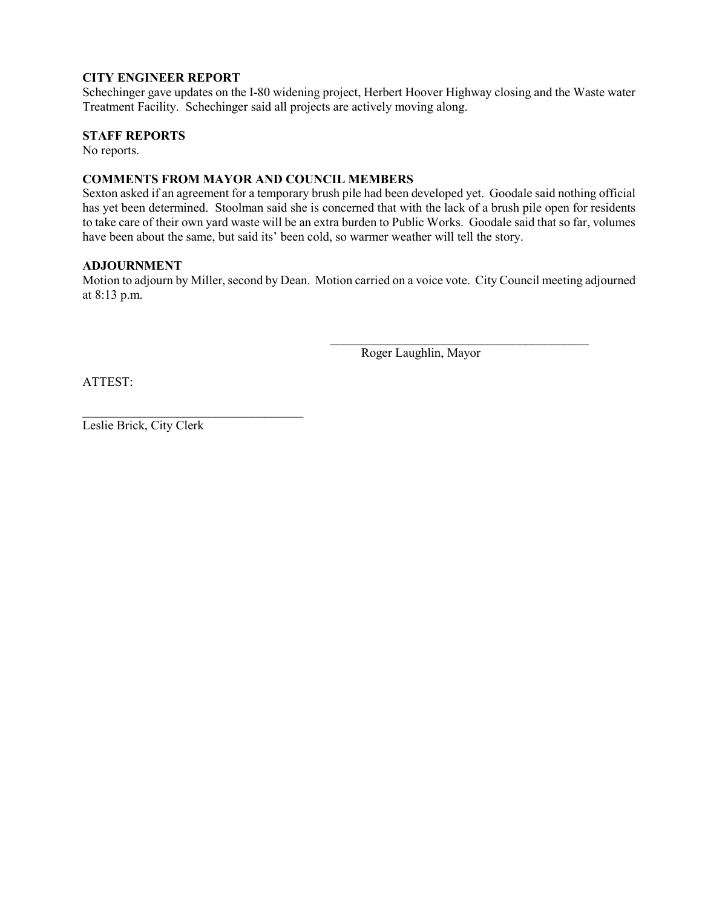**CITY ENGINEER REPORT**

Schechinger gave updates on the I-80 widening project, Herbert Hoover Highway closing and the Waste water Treatment Facility. Schechinger said all projects are actively moving along.

**STAFF REPORTS**

No reports.

**COMMENTS FROM MAYOR AND COUNCIL MEMBERS**

Sexton asked if an agreement for a temporary brush pile had been developed yet. Goodale said nothing official has yet been determined. Stoolman said she is concerned that with the lack of a brush pile open for residents to take care of their own yard waste will be an extra burden to Public Works. Goodale said that so far, volumes have been about the same, but said its' been cold, so warmer weather will tell the story.

**ADJOURNMENT**

Motion to adjourn by Miller, second by Dean. Motion carried on a voice vote. City Council meeting adjourned at 8:13 p.m.

\_\_\_\_\_\_\_\_\_\_\_\_\_\_\_\_\_\_\_\_\_\_\_\_\_\_\_\_\_\_\_\_\_\_\_\_\_\_\_\_\_

Roger Laughlin, Mayor

ATTEST:

\_\_\_\_\_\_\_\_\_\_\_\_\_\_\_\_\_\_\_\_\_\_\_\_\_\_\_\_\_\_\_\_\_\_\_\_

Leslie Brick, City Clerk